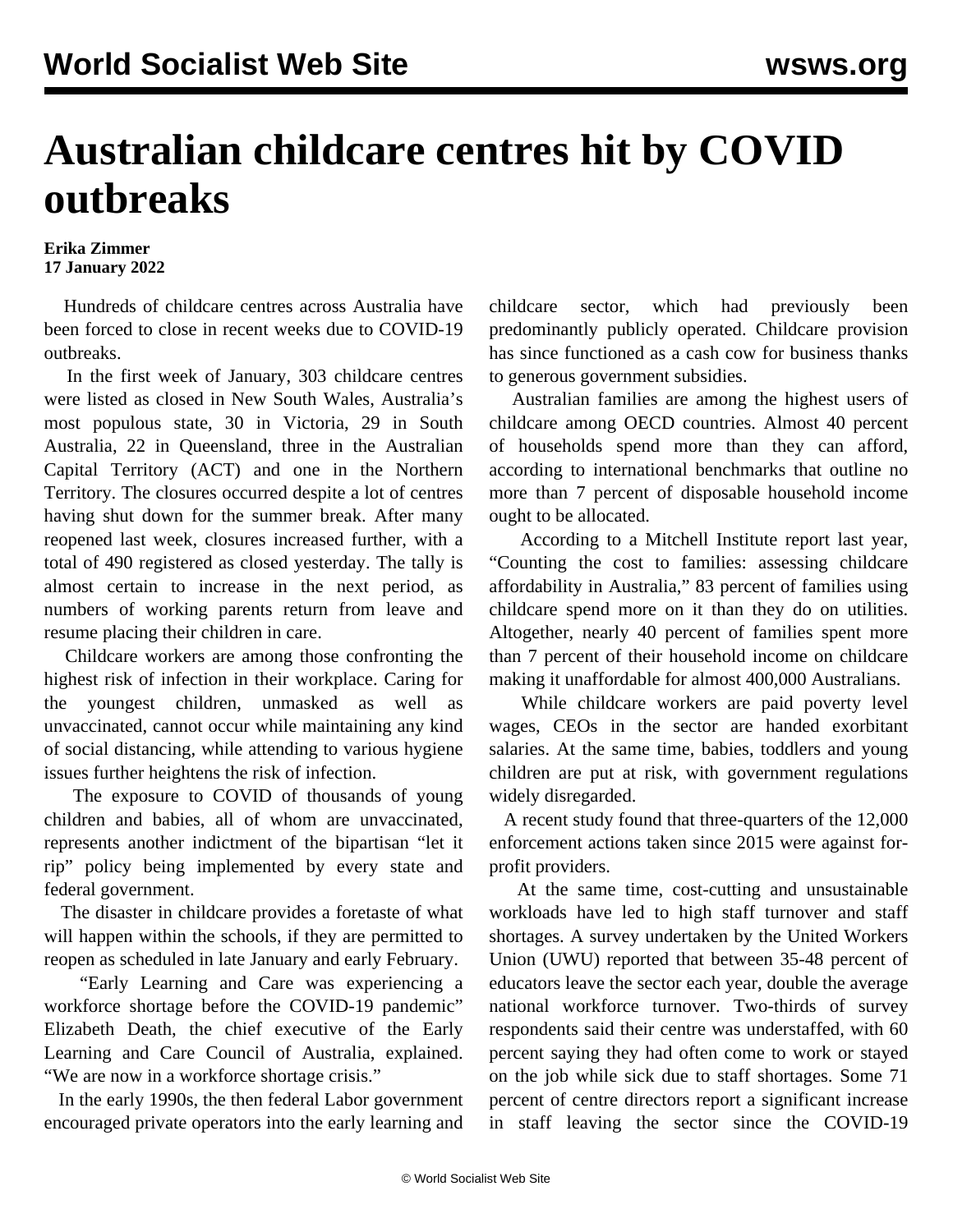# Australian childcare centres hit by COVID outbreaks

**Erika Zimmer**
**17 January 2022**

Hundreds of childcare centres across Australia have been forced to close in recent weeks due to COVID-19 outbreaks.

In the first week of January, 303 childcare centres were listed as closed in New South Wales, Australia's most populous state, 30 in Victoria, 29 in South Australia, 22 in Queensland, three in the Australian Capital Territory (ACT) and one in the Northern Territory. The closures occurred despite a lot of centres having shut down for the summer break. After many reopened last week, closures increased further, with a total of 490 registered as closed yesterday. The tally is almost certain to increase in the next period, as numbers of working parents return from leave and resume placing their children in care.

Childcare workers are among those confronting the highest risk of infection in their workplace. Caring for the youngest children, unmasked as well as unvaccinated, cannot occur while maintaining any kind of social distancing, while attending to various hygiene issues further heightens the risk of infection.

The exposure to COVID of thousands of young children and babies, all of whom are unvaccinated, represents another indictment of the bipartisan "let it rip" policy being implemented by every state and federal government.

The disaster in childcare provides a foretaste of what will happen within the schools, if they are permitted to reopen as scheduled in late January and early February.

"Early Learning and Care was experiencing a workforce shortage before the COVID-19 pandemic" Elizabeth Death, the chief executive of the Early Learning and Care Council of Australia, explained. "We are now in a workforce shortage crisis."

In the early 1990s, the then federal Labor government encouraged private operators into the early learning and childcare sector, which had previously been predominantly publicly operated. Childcare provision has since functioned as a cash cow for business thanks to generous government subsidies.

Australian families are among the highest users of childcare among OECD countries. Almost 40 percent of households spend more than they can afford, according to international benchmarks that outline no more than 7 percent of disposable household income ought to be allocated.

According to a Mitchell Institute report last year, "Counting the cost to families: assessing childcare affordability in Australia," 83 percent of families using childcare spend more on it than they do on utilities. Altogether, nearly 40 percent of families spent more than 7 percent of their household income on childcare making it unaffordable for almost 400,000 Australians.

While childcare workers are paid poverty level wages, CEOs in the sector are handed exorbitant salaries. At the same time, babies, toddlers and young children are put at risk, with government regulations widely disregarded.

A recent study found that three-quarters of the 12,000 enforcement actions taken since 2015 were against for-profit providers.

At the same time, cost-cutting and unsustainable workloads have led to high staff turnover and staff shortages. A survey undertaken by the United Workers Union (UWU) reported that between 35-48 percent of educators leave the sector each year, double the average national workforce turnover. Two-thirds of survey respondents said their centre was understaffed, with 60 percent saying they had often come to work or stayed on the job while sick due to staff shortages. Some 71 percent of centre directors report a significant increase in staff leaving the sector since the COVID-19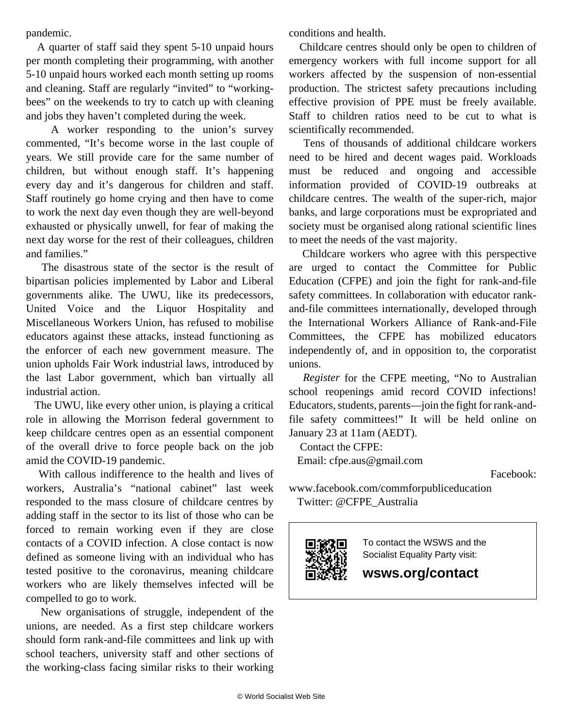pandemic.

A quarter of staff said they spent 5-10 unpaid hours per month completing their programming, with another 5-10 unpaid hours worked each month setting up rooms and cleaning. Staff are regularly "invited" to "working-bees" on the weekends to try to catch up with cleaning and jobs they haven't completed during the week.

A worker responding to the union's survey commented, "It's become worse in the last couple of years. We still provide care for the same number of children, but without enough staff. It's happening every day and it's dangerous for children and staff. Staff routinely go home crying and then have to come to work the next day even though they are well-beyond exhausted or physically unwell, for fear of making the next day worse for the rest of their colleagues, children and families."

The disastrous state of the sector is the result of bipartisan policies implemented by Labor and Liberal governments alike. The UWU, like its predecessors, United Voice and the Liquor Hospitality and Miscellaneous Workers Union, has refused to mobilise educators against these attacks, instead functioning as the enforcer of each new government measure. The union upholds Fair Work industrial laws, introduced by the last Labor government, which ban virtually all industrial action.

The UWU, like every other union, is playing a critical role in allowing the Morrison federal government to keep childcare centres open as an essential component of the overall drive to force people back on the job amid the COVID-19 pandemic.

With callous indifference to the health and lives of workers, Australia's "national cabinet" last week responded to the mass closure of childcare centres by adding staff in the sector to its list of those who can be forced to remain working even if they are close contacts of a COVID infection. A close contact is now defined as someone living with an individual who has tested positive to the coronavirus, meaning childcare workers who are likely themselves infected will be compelled to go to work.

New organisations of struggle, independent of the unions, are needed. As a first step childcare workers should form rank-and-file committees and link up with school teachers, university staff and other sections of the working-class facing similar risks to their working conditions and health.

Childcare centres should only be open to children of emergency workers with full income support for all workers affected by the suspension of non-essential production. The strictest safety precautions including effective provision of PPE must be freely available. Staff to children ratios need to be cut to what is scientifically recommended.

Tens of thousands of additional childcare workers need to be hired and decent wages paid. Workloads must be reduced and ongoing and accessible information provided of COVID-19 outbreaks at childcare centres. The wealth of the super-rich, major banks, and large corporations must be expropriated and society must be organised along rational scientific lines to meet the needs of the vast majority.

Childcare workers who agree with this perspective are urged to contact the Committee for Public Education (CFPE) and join the fight for rank-and-file safety committees. In collaboration with educator rank-and-file committees internationally, developed through the International Workers Alliance of Rank-and-File Committees, the CFPE has mobilized educators independently of, and in opposition to, the corporatist unions.

*Register* for the CFPE meeting, "No to Australian school reopenings amid record COVID infections! Educators, students, parents—join the fight for rank-and-file safety committees!" It will be held online on January 23 at 11am (AEDT).

Contact the CFPE:

Email: cfpe.aus@gmail.com

Facebook: www.facebook.com/commforpubliceducation

Twitter: @CFPE_Australia

To contact the WSWS and the Socialist Equality Party visit:

**wsws.org/contact**